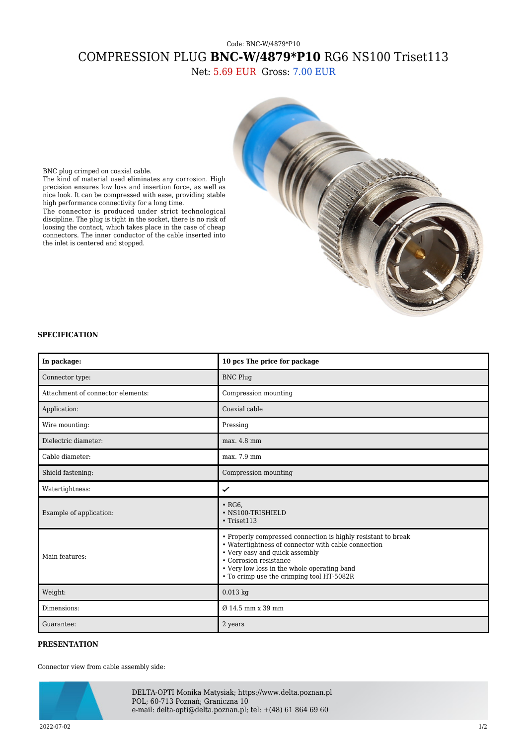Code: BNC-W/4879*P10

# COMPRESSION PLUG **BNC-W/4879*P10** RG6 NS100 Triset113

Net: 5.69 EUR Gross: 7.00 EUR

BNC plug crimped on coaxial cable.
The kind of material used eliminates any corrosion. High precision ensures low loss and insertion force, as well as nice look. It can be compressed with ease, providing stable high performance connectivity for a long time.
The connector is produced under strict technological discipline. The plug is tight in the socket, there is no risk of loosing the contact, which takes place in the case of cheap connectors. The inner conductor of the cable inserted into the inlet is centered and stopped.

### SPECIFICATION

| **In package:** | **10 pcs The price for package** |
|---|---|
| Connector type: | BNC Plug |
| Attachment of connector elements: | Compression mounting |
| Application: | Coaxial cable |
| Wire mounting: | Pressing |
| Dielectric diameter: | max. 4.8 mm |
| Cable diameter: | max. 7.9 mm |
| Shield fastening: | Compression mounting |
| Watertightness: | ✔ |
| Example of application: | • RG6,<br>• NS100-TRISHIELD<br>• Triset113 |
| Main features: | • Properly compressed connection is highly resistant to break<br>• Watertightness of connector with cable connection<br>• Very easy and quick assembly<br>• Corrosion resistance<br>• Very low loss in the whole operating band<br>• To crimp use the crimping tool HT-5082R |
| Weight: | 0.013 kg |
| Dimensions: | Ø 14.5 mm x 39 mm |
| Guarantee: | 2 years |

### PRESENTATION

Connector view from cable assembly side: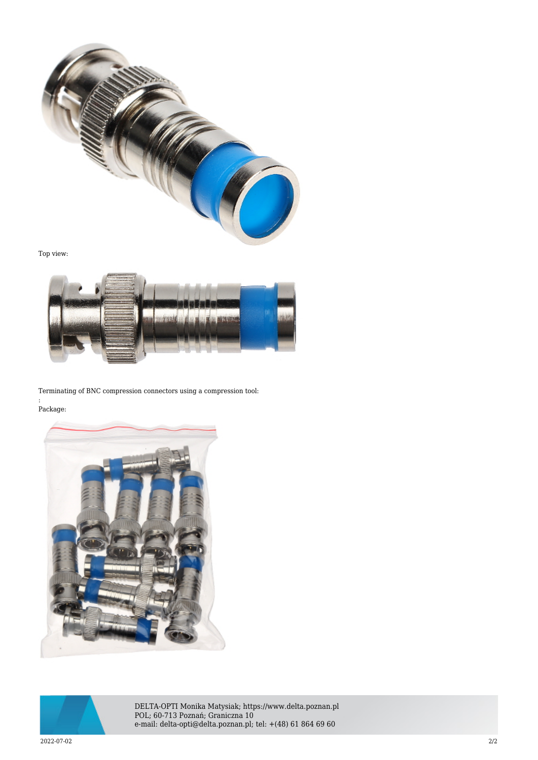Top view:

Terminating of BNC compression connectors using a compression tool:

:

Package:

DELTA-OPTI Monika Matysiak; https://www.delta.poznan.pl
POL; 60-713 Poznań; Graniczna 10
e-mail: delta-opti@delta.poznan.pl; tel: +(48) 61 864 69 60

2022-07-02